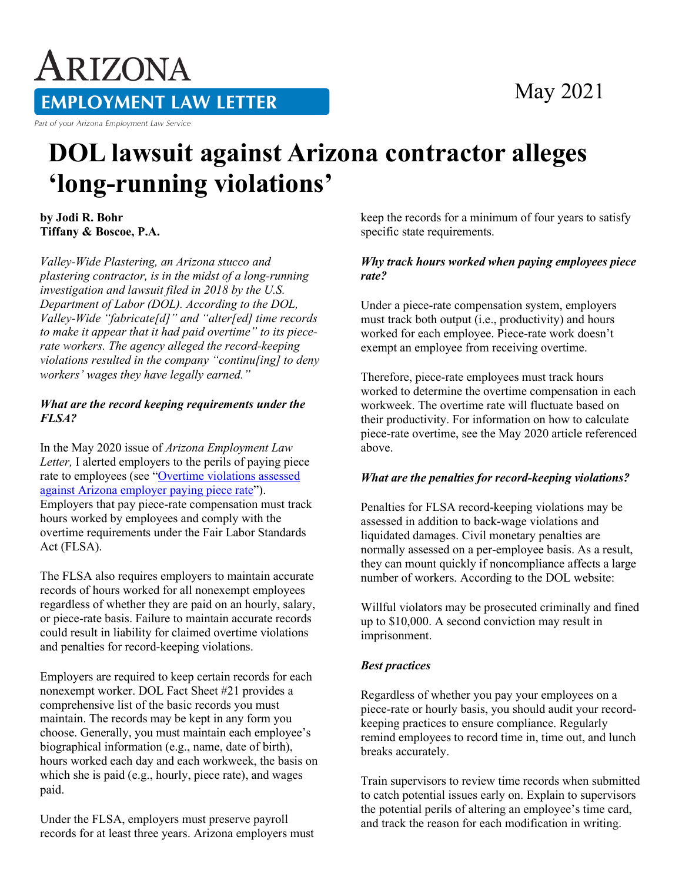# ARIZONA

## EMPLOYMENT LAW LETTER

*Part of your Arizona Employment Law Service*

May 2021

# DOL lawsuit against Arizona contractor alleges 'long-running violations'

**by Jodi R. Bohr**
**Tiffany & Boscoe, P.A.**

*Valley-Wide Plastering, an Arizona stucco and plastering contractor, is in the midst of a long-running investigation and lawsuit filed in 2018 by the U.S. Department of Labor (DOL). According to the DOL, Valley-Wide "fabricate[d]" and "alter[ed] time records to make it appear that it had paid overtime" to its piece-rate workers. The agency alleged the record-keeping violations resulted in the company "continu[ing] to deny workers' wages they have legally earned."*

### *What are the record keeping requirements under the FLSA?*

In the May 2020 issue of *Arizona Employment Law Letter,* I alerted employers to the perils of paying piece rate to employees (see "Overtime violations assessed against Arizona employer paying piece rate"). Employers that pay piece-rate compensation must track hours worked by employees and comply with the overtime requirements under the Fair Labor Standards Act (FLSA).

The FLSA also requires employers to maintain accurate records of hours worked for all nonexempt employees regardless of whether they are paid on an hourly, salary, or piece-rate basis. Failure to maintain accurate records could result in liability for claimed overtime violations and penalties for record-keeping violations.

Employers are required to keep certain records for each nonexempt worker. DOL Fact Sheet #21 provides a comprehensive list of the basic records you must maintain. The records may be kept in any form you choose. Generally, you must maintain each employee's biographical information (e.g., name, date of birth), hours worked each day and each workweek, the basis on which she is paid (e.g., hourly, piece rate), and wages paid.

Under the FLSA, employers must preserve payroll records for at least three years. Arizona employers must keep the records for a minimum of four years to satisfy specific state requirements.

### *Why track hours worked when paying employees piece rate?*

Under a piece-rate compensation system, employers must track both output (i.e., productivity) and hours worked for each employee. Piece-rate work doesn't exempt an employee from receiving overtime.

Therefore, piece-rate employees must track hours worked to determine the overtime compensation in each workweek. The overtime rate will fluctuate based on their productivity. For information on how to calculate piece-rate overtime, see the May 2020 article referenced above.

### *What are the penalties for record-keeping violations?*

Penalties for FLSA record-keeping violations may be assessed in addition to back-wage violations and liquidated damages. Civil monetary penalties are normally assessed on a per-employee basis. As a result, they can mount quickly if noncompliance affects a large number of workers. According to the DOL website:

Willful violators may be prosecuted criminally and fined up to $10,000. A second conviction may result in imprisonment.

### *Best practices*

Regardless of whether you pay your employees on a piece-rate or hourly basis, you should audit your record-keeping practices to ensure compliance. Regularly remind employees to record time in, time out, and lunch breaks accurately.

Train supervisors to review time records when submitted to catch potential issues early on. Explain to supervisors the potential perils of altering an employee's time card, and track the reason for each modification in writing.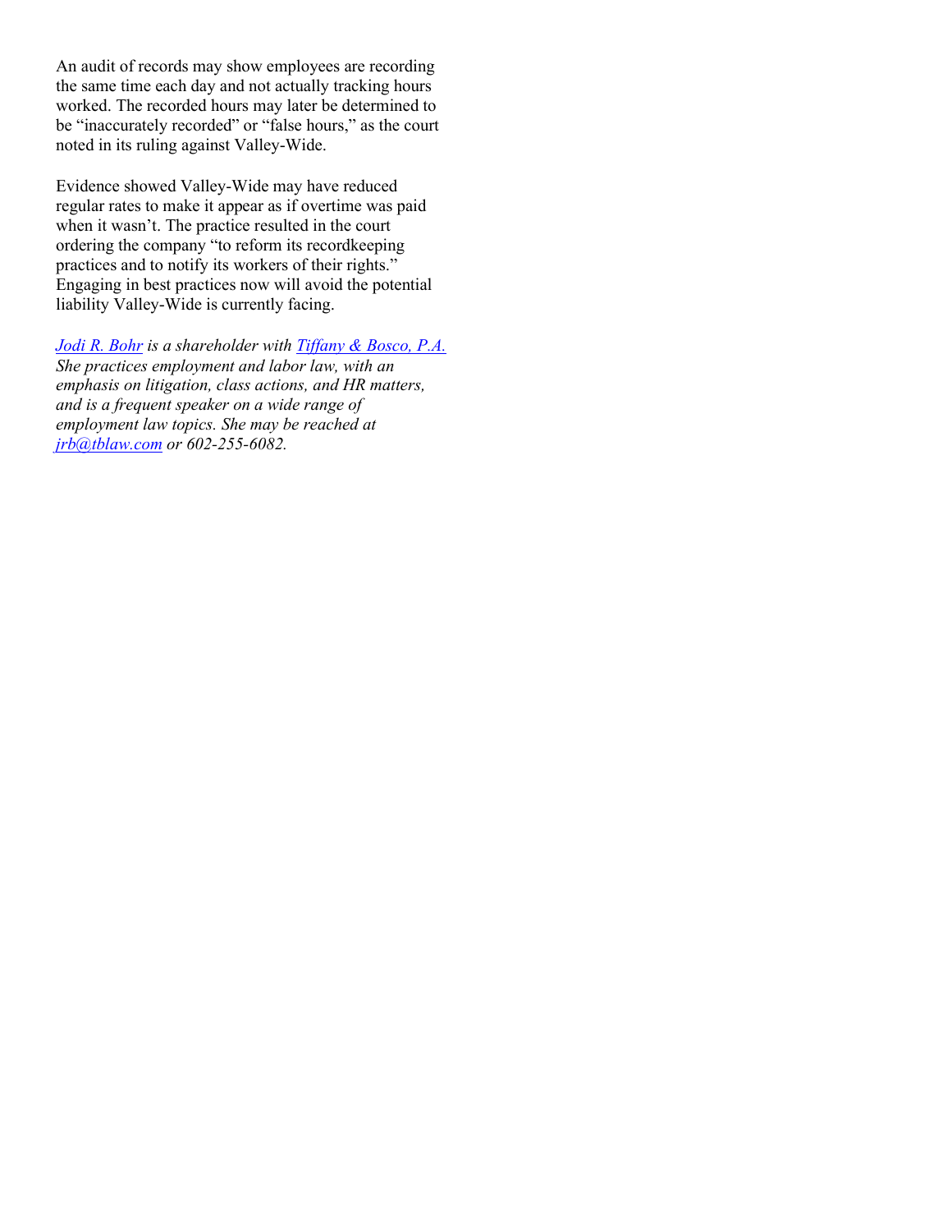An audit of records may show employees are recording the same time each day and not actually tracking hours worked. The recorded hours may later be determined to be "inaccurately recorded" or "false hours," as the court noted in its ruling against Valley-Wide.

Evidence showed Valley-Wide may have reduced regular rates to make it appear as if overtime was paid when it wasn't. The practice resulted in the court ordering the company "to reform its recordkeeping practices and to notify its workers of their rights." Engaging in best practices now will avoid the potential liability Valley-Wide is currently facing.

*Jodi R. Bohr is a shareholder with Tiffany & Bosco, P.A. She practices employment and labor law, with an emphasis on litigation, class actions, and HR matters, and is a frequent speaker on a wide range of employment law topics. She may be reached at jrb@tblaw.com or 602-255-6082.*